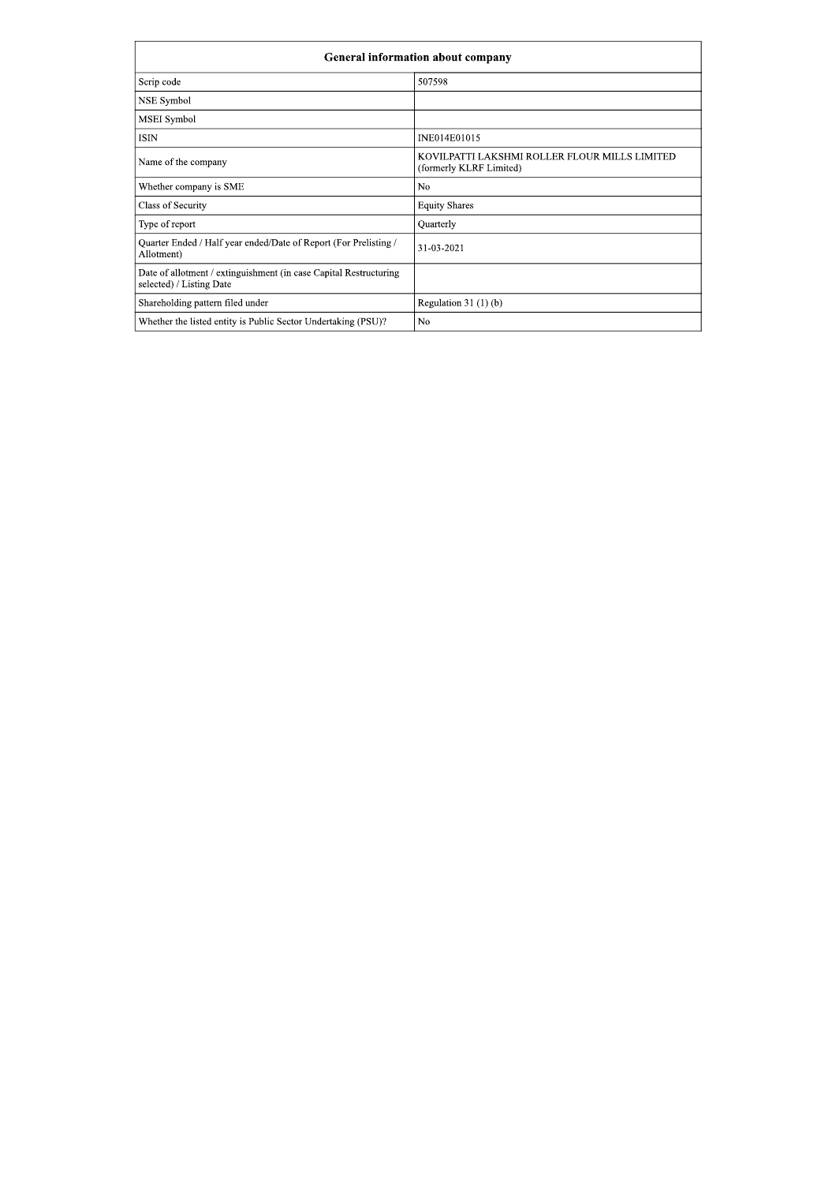| General information about company | |
|---|---|
| Scrip code | 507598 |
| NSE Symbol | |
| MSEI Symbol | |
| ISIN | INE014E01015 |
| Name of the company | KOVILPATTI LAKSHMI ROLLER FLOUR MILLS LIMITED (formerly KLRF Limited) |
| Whether company is SME | No |
| Class of Security | Equity Shares |
| Type of report | Quarterly |
| Quarter Ended / Half year ended/Date of Report (For Prelisting / Allotment) | 31-03-2021 |
| Date of allotment / extinguishment (in case Capital Restructuring selected) / Listing Date | |
| Shareholding pattern filed under | Regulation 31 (1) (b) |
| Whether the listed entity is Public Sector Undertaking (PSU)? | No |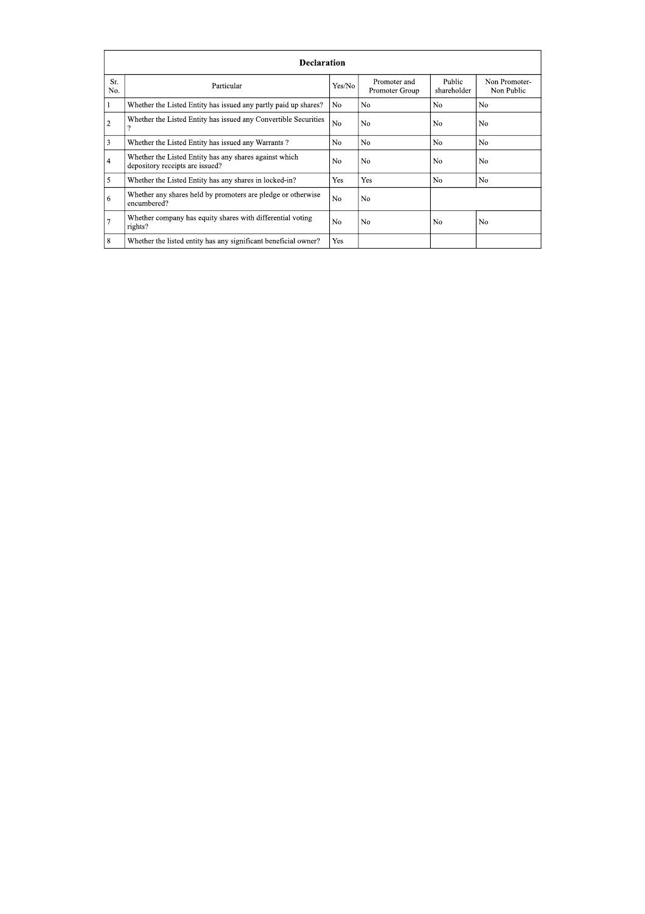| Declaration | | | | | |
|---|---|---|---|---|---|
| Sr. No. | Particular | Yes/No | Promoter and Promoter Group | Public shareholder | Non Promoter- Non Public |
| 1 | Whether the Listed Entity has issued any partly paid up shares? | No | No | No | No |
| 2 | Whether the Listed Entity has issued any Convertible Securities ? | No | No | No | No |
| 3 | Whether the Listed Entity has issued any Warrants ? | No | No | No | No |
| 4 | Whether the Listed Entity has any shares against which depository receipts are issued? | No | No | No | No |
| 5 | Whether the Listed Entity has any shares in locked-in? | Yes | Yes | No | No |
| 6 | Whether any shares held by promoters are pledge or otherwise encumbered? | No | No | | |
| 7 | Whether company has equity shares with differential voting rights? | No | No | No | No |
| 8 | Whether the listed entity has any significant beneficial owner? | Yes | | | |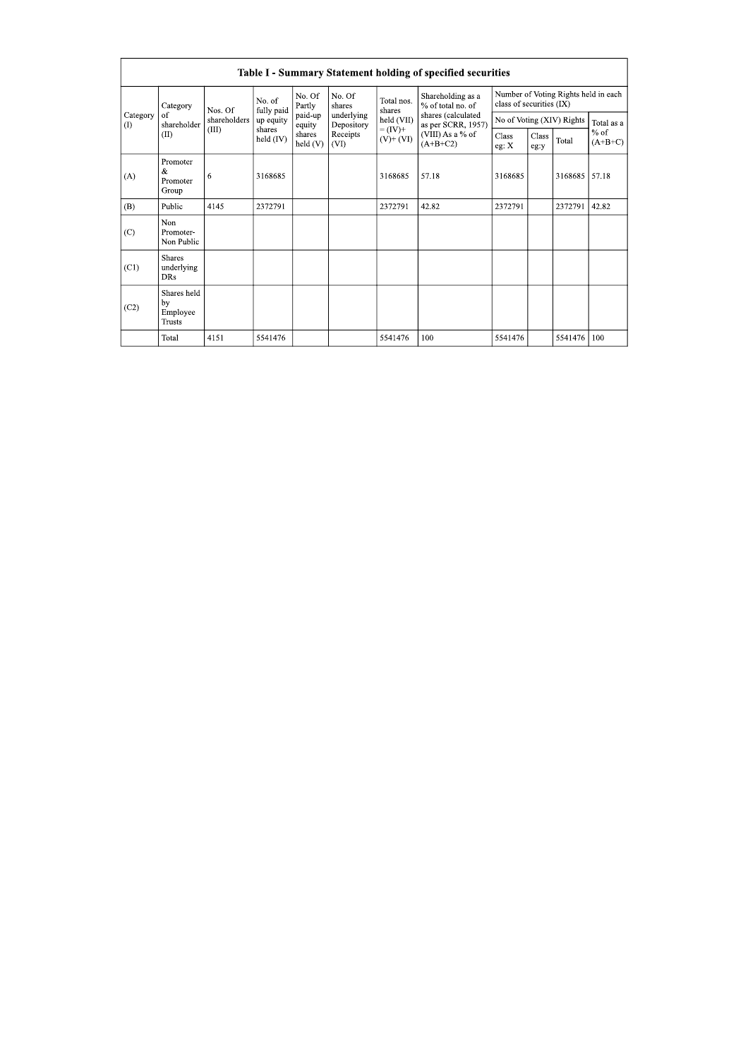## Table I - Summary Statement holding of specified securities

| Category (I) | Category of shareholder (II) | Nos. Of shareholders (III) | No. of fully paid up equity shares held (IV) | No. Of Partly paid-up equity shares held (V) | No. Of shares underlying Depository Receipts (VI) | Total nos. shares held (VII) = (IV)+ (V)+ (VI) | Shareholding as a % of total no. of shares (calculated as per SCRR, 1957) (VIII) As a % of (A+B+C2) | Number of Voting Rights held in each class of securities (IX) | | | |
|---|---|---|---|---|---|---|---|---|---|---|---|
| | | | | | | | | No of Voting (XIV) Rights | | | Total as a % of (A+B+C) |
| | | | | | | | | Class eg: X | Class eg:y | Total | |
| (A) | Promoter & Promoter Group | 6 | 3168685 | | | 3168685 | 57.18 | 3168685 | | 3168685 | 57.18 |
| (B) | Public | 4145 | 2372791 | | | 2372791 | 42.82 | 2372791 | | 2372791 | 42.82 |
| (C) | Non Promoter- Non Public | | | | | | | | | | |
| (C1) | Shares underlying DRs | | | | | | | | | | |
| (C2) | Shares held by Employee Trusts | | | | | | | | | | |
| | Total | 4151 | 5541476 | | | 5541476 | 100 | 5541476 | | 5541476 | 100 |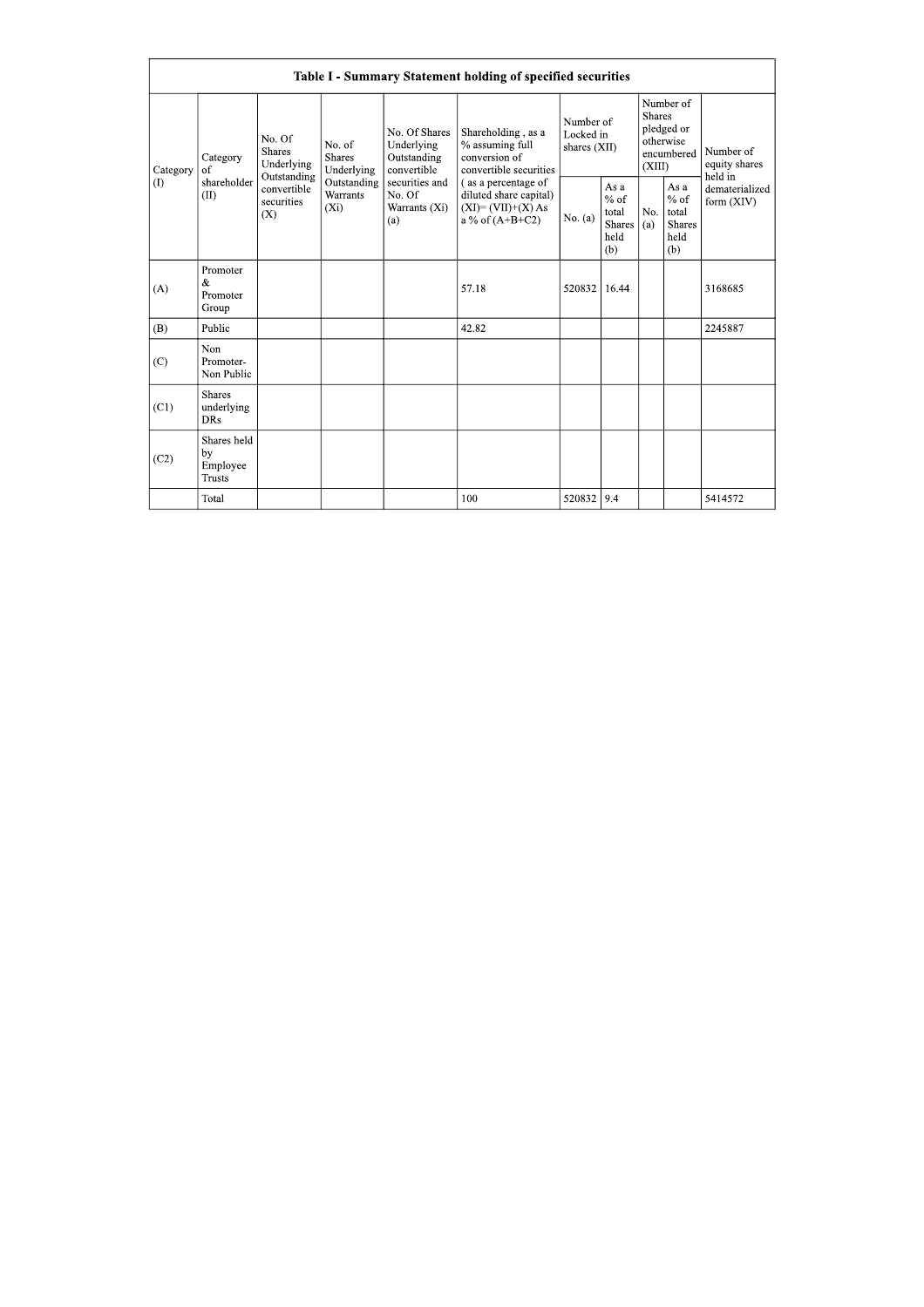| Table I - Summary Statement holding of specified securities | | | | | | | | | | |
|---|---|---|---|---|---|---|---|---|---|---|
| Category (I) | Category of shareholder (II) | No. Of Shares Underlying Outstanding convertible securities (X) | No. of Shares Underlying Outstanding Warrants (Xi) | No. Of Shares Underlying Outstanding convertible securities and No. Of Warrants (Xi) (a) | Shareholding , as a % assuming full conversion of convertible securities ( as a percentage of diluted share capital) (XI)= (VII)+(X) As a % of (A+B+C2) | Number of Locked in shares (XII) | | Number of Shares pledged or otherwise encumbered (XIII) | | Number of equity shares held in dematerialized form (XIV) |
| | | | | | | No. (a) | As a % of total Shares held (b) | No. (a) | As a % of total Shares held (b) | |
| (A) | Promoter & Promoter Group | | | | 57.18 | 520832 | 16.44 | | | 3168685 |
| (B) | Public | | | | 42.82 | | | | | 2245887 |
| (C) | Non Promoter- Non Public | | | | | | | | | |
| (C1) | Shares underlying DRs | | | | | | | | | |
| (C2) | Shares held by Employee Trusts | | | | | | | | | |
| | Total | | | | 100 | 520832 | 9.4 | | | 5414572 |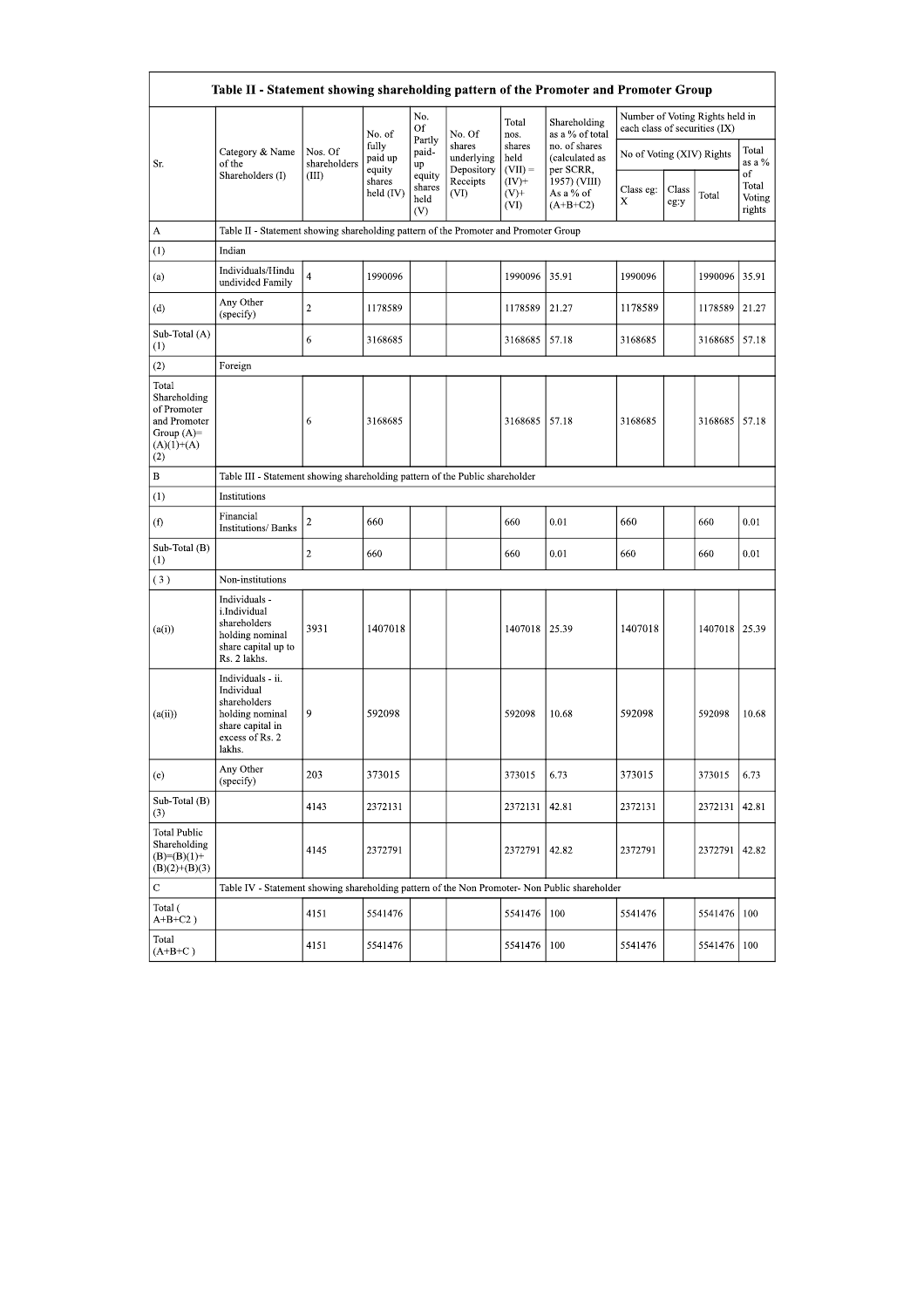| Sr. | Category & Name of the Shareholders (I) | Nos. Of shareholders (III) | No. of fully paid up equity shares held (IV) | No. Of Partly paid-up equity shares held (V) | No. Of shares underlying Depository Receipts (VI) | Total nos. shares held (VII) = (IV)+ (V)+ (VI) | Shareholding as a % of total no. of shares (calculated as per SCRR, 1957) (VIII) As a % of (A+B+C2) | Number of Voting Rights held in each class of securities (IX) | | | |
|---|---|---|---|---|---|---|---|---|---|---|---|
| | | | | | | | | No of Voting (XIV) Rights | | | Total as a % of Total Voting rights |
| | | | | | | | | Class eg: X | Class eg:y | Total | |
| A | Table II - Statement showing shareholding pattern of the Promoter and Promoter Group | | | | | | | | | | |
| (1) | Indian | | | | | | | | | | |
| (a) | Individuals/Hindu undivided Family | 4 | 1990096 | | | 1990096 | 35.91 | 1990096 | | 1990096 | 35.91 |
| (d) | Any Other (specify) | 2 | 1178589 | | | 1178589 | 21.27 | 1178589 | | 1178589 | 21.27 |
| Sub-Total (A) (1) | | 6 | 3168685 | | | 3168685 | 57.18 | 3168685 | | 3168685 | 57.18 |
| (2) | Foreign | | | | | | | | | | |
| Total Shareholding of Promoter and Promoter Group (A)= (A)(1)+(A)(2) | | 6 | 3168685 | | | 3168685 | 57.18 | 3168685 | | 3168685 | 57.18 |
| B | Table III - Statement showing shareholding pattern of the Public shareholder | | | | | | | | | | |
| (1) | Institutions | | | | | | | | | | |
| (f) | Financial Institutions/ Banks | 2 | 660 | | | 660 | 0.01 | 660 | | 660 | 0.01 |
| Sub-Total (B) (1) | | 2 | 660 | | | 660 | 0.01 | 660 | | 660 | 0.01 |
| (3) | Non-institutions | | | | | | | | | | |
| (a(i)) | Individuals - i.Individual shareholders holding nominal share capital up to Rs. 2 lakhs. | 3931 | 1407018 | | | 1407018 | 25.39 | 1407018 | | 1407018 | 25.39 |
| (a(ii)) | Individuals - ii. Individual shareholders holding nominal share capital in excess of Rs. 2 lakhs. | 9 | 592098 | | | 592098 | 10.68 | 592098 | | 592098 | 10.68 |
| (e) | Any Other (specify) | 203 | 373015 | | | 373015 | 6.73 | 373015 | | 373015 | 6.73 |
| Sub-Total (B) (3) | | 4143 | 2372131 | | | 2372131 | 42.81 | 2372131 | | 2372131 | 42.81 |
| Total Public Shareholding (B)=(B)(1)+(B)(2)+(B)(3) | | 4145 | 2372791 | | | 2372791 | 42.82 | 2372791 | | 2372791 | 42.82 |
| C | Table IV - Statement showing shareholding pattern of the Non Promoter- Non Public shareholder | | | | | | | | | | |
| Total ( A+B+C2 ) | | 4151 | 5541476 | | | 5541476 | 100 | 5541476 | | 5541476 | 100 |
| Total (A+B+C ) | | 4151 | 5541476 | | | 5541476 | 100 | 5541476 | | 5541476 | 100 |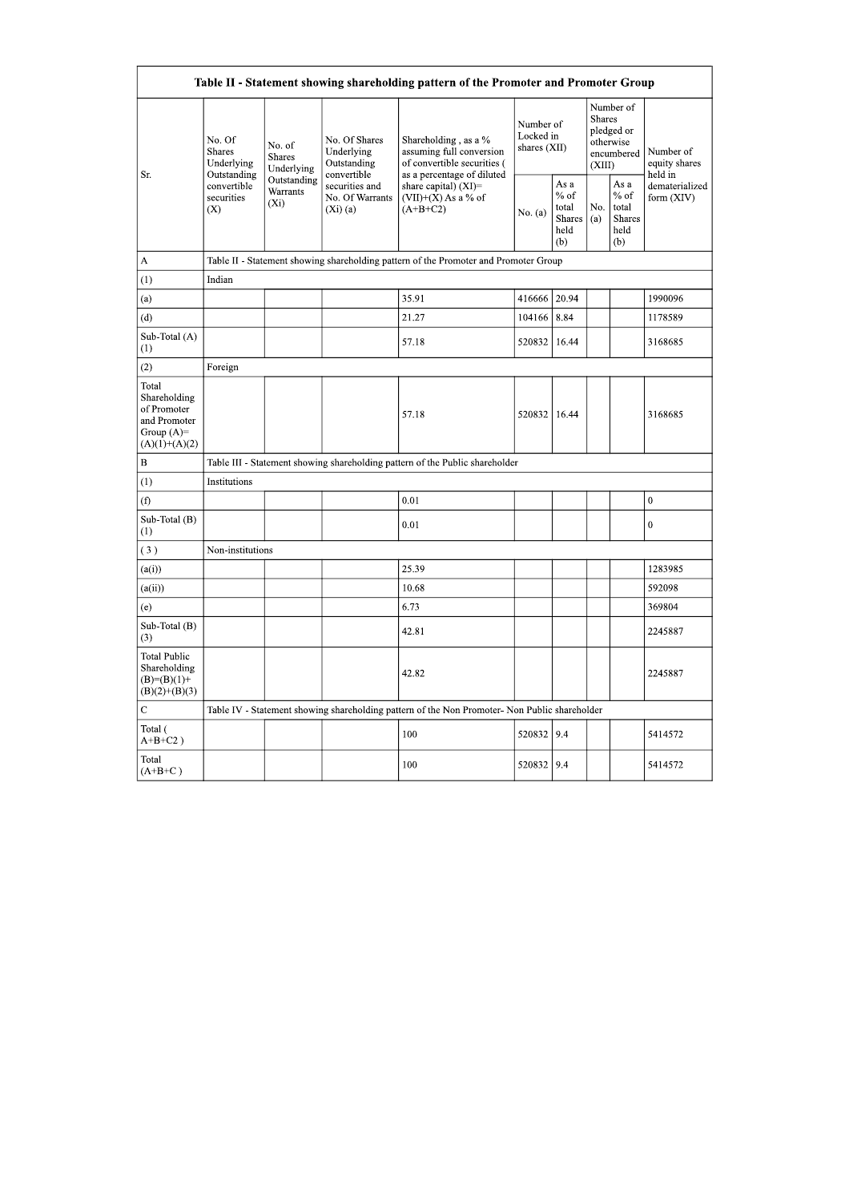## Table II - Statement showing shareholding pattern of the Promoter and Promoter Group

| Sr. | No. Of Shares Underlying Outstanding convertible securities (X) | No. of Shares Underlying Outstanding Warrants (Xi) | No. Of Shares Underlying Outstanding convertible securities and No. Of Warrants (Xi) (a) | Shareholding , as a % assuming full conversion of convertible securities ( as a percentage of diluted share capital) (XI)= (VII)+(X) As a % of (A+B+C2) | Number of Locked in shares (XII) | | Number of Shares pledged or otherwise encumbered (XIII) | | Number of equity shares held in dematerialized form (XIV) |
|---|---|---|---|---|---|---|---|---|---|
| | | | | | No. (a) | As a % of total Shares held (b) | No. (a) | As a % of total Shares held (b) | |
| A | Table II - Statement showing shareholding pattern of the Promoter and Promoter Group | | | | | | | | |
| (1) | Indian | | | | | | | | |
| (a) | | | | 35.91 | 416666 | 20.94 | | | 1990096 |
| (d) | | | | 21.27 | 104166 | 8.84 | | | 1178589 |
| Sub-Total (A) (1) | | | | 57.18 | 520832 | 16.44 | | | 3168685 |
| (2) | Foreign | | | | | | | | |
| Total Shareholding of Promoter and Promoter Group (A)= (A)(1)+(A)(2) | | | | 57.18 | 520832 | 16.44 | | | 3168685 |
| B | Table III - Statement showing shareholding pattern of the Public shareholder | | | | | | | | |
| (1) | Institutions | | | | | | | | |
| (f) | | | | 0.01 | | | | | 0 |
| Sub-Total (B) (1) | | | | 0.01 | | | | | 0 |
| (3) | Non-institutions | | | | | | | | |
| (a(i)) | | | | 25.39 | | | | | 1283985 |
| (a(ii)) | | | | 10.68 | | | | | 592098 |
| (e) | | | | 6.73 | | | | | 369804 |
| Sub-Total (B) (3) | | | | 42.81 | | | | | 2245887 |
| Total Public Shareholding (B)=(B)(1)+(B)(2)+(B)(3) | | | | 42.82 | | | | | 2245887 |
| C | Table IV - Statement showing shareholding pattern of the Non Promoter- Non Public shareholder | | | | | | | | |
| Total ( A+B+C2 ) | | | | 100 | 520832 | 9.4 | | | 5414572 |
| Total (A+B+C ) | | | | 100 | 520832 | 9.4 | | | 5414572 |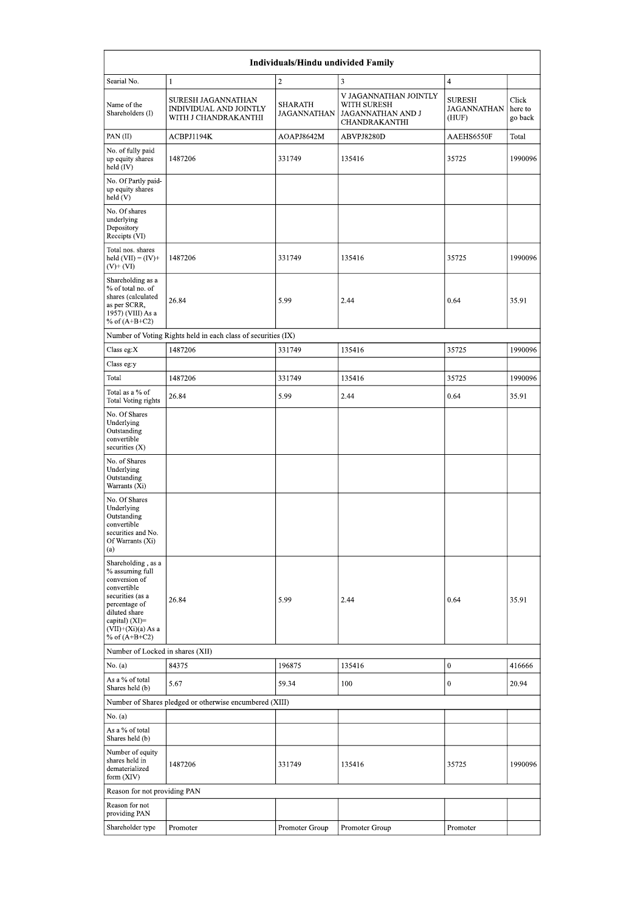| Individuals/Hindu undivided Family | | | | | |
|---|---|---|---|---|---|
| Searial No. | 1 | 2 | 3 | 4 | |
| Name of the Shareholders (I) | SURESH JAGANNATHAN INDIVIDUAL AND JOINTLY WITH J CHANDRAKANTHI | SHARATH JAGANNATHAN | V JAGANNATHAN JOINTLY WITH SURESH JAGANNATHAN AND J CHANDRAKANTHI | SURESH JAGANNATHAN (HUF) | Click here to go back |
| PAN (II) | ACBPJ1194K | AOAPJ8642M | ABVPJ8280D | AAEHS6550F | Total |
| No. of fully paid up equity shares held (IV) | 1487206 | 331749 | 135416 | 35725 | 1990096 |
| No. Of Partly paid-up equity shares held (V) | | | | | |
| No. Of shares underlying Depository Receipts (VI) | | | | | |
| Total nos. shares held (VII) = (IV)+(V)+ (VI) | 1487206 | 331749 | 135416 | 35725 | 1990096 |
| Shareholding as a % of total no. of shares (calculated as per SCRR, 1957) (VIII) As a % of (A+B+C2) | 26.84 | 5.99 | 2.44 | 0.64 | 35.91 |
| Number of Voting Rights held in each class of securities (IX) | | | | | |
| Class eg:X | 1487206 | 331749 | 135416 | 35725 | 1990096 |
| Class eg:y | | | | | |
| Total | 1487206 | 331749 | 135416 | 35725 | 1990096 |
| Total as a % of Total Voting rights | 26.84 | 5.99 | 2.44 | 0.64 | 35.91 |
| No. Of Shares Underlying Outstanding convertible securities (X) | | | | | |
| No. of Shares Underlying Outstanding Warrants (Xi) | | | | | |
| No. Of Shares Underlying Outstanding convertible securities and No. Of Warrants (Xi) (a) | | | | | |
| Shareholding , as a % assuming full conversion of convertible securities (as a percentage of diluted share capital) (XI)= (VII)+(Xi)(a) As a % of (A+B+C2) | 26.84 | 5.99 | 2.44 | 0.64 | 35.91 |
| Number of Locked in shares (XII) | | | | | |
| No. (a) | 84375 | 196875 | 135416 | 0 | 416666 |
| As a % of total Shares held (b) | 5.67 | 59.34 | 100 | 0 | 20.94 |
| Number of Shares pledged or otherwise encumbered (XIII) | | | | | |
| No. (a) | | | | | |
| As a % of total Shares held (b) | | | | | |
| Number of equity shares held in dematerialized form (XIV) | 1487206 | 331749 | 135416 | 35725 | 1990096 |
| Reason for not providing PAN | | | | | |
| Reason for not providing PAN | | | | | |
| Shareholder type | Promoter | Promoter Group | Promoter Group | Promoter | |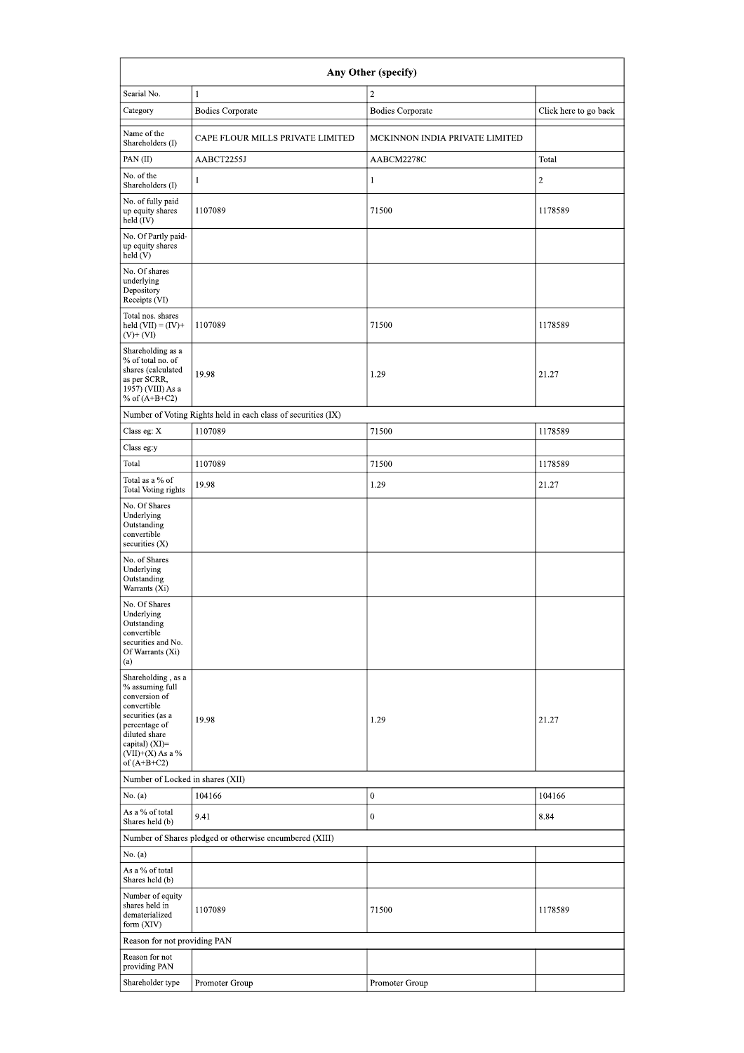| Any Other (specify) | | | |
|---|---|---|---|
| Searial No. | 1 | 2 | |
| Category | Bodies Corporate | Bodies Corporate | Click here to go back |
| Name of the Shareholders (I) | CAPE FLOUR MILLS PRIVATE LIMITED | MCKINNON INDIA PRIVATE LIMITED | |
| PAN (II) | AABCT2255J | AABCM2278C | Total |
| No. of the Shareholders (I) | 1 | 1 | 2 |
| No. of fully paid up equity shares held (IV) | 1107089 | 71500 | 1178589 |
| No. Of Partly paid-up equity shares held (V) | | | |
| No. Of shares underlying Depository Receipts (VI) | | | |
| Total nos. shares held (VII) = (IV)+ (V)+ (VI) | 1107089 | 71500 | 1178589 |
| Shareholding as a % of total no. of shares (calculated as per SCRR, 1957) (VIII) As a % of (A+B+C2) | 19.98 | 1.29 | 21.27 |
| Number of Voting Rights held in each class of securities (IX) | | | |
| Class eg: X | 1107089 | 71500 | 1178589 |
| Class eg:y | | | |
| Total | 1107089 | 71500 | 1178589 |
| Total as a % of Total Voting rights | 19.98 | 1.29 | 21.27 |
| No. Of Shares Underlying Outstanding convertible securities (X) | | | |
| No. of Shares Underlying Outstanding Warrants (Xi) | | | |
| No. Of Shares Underlying Outstanding convertible securities and No. Of Warrants (Xi) (a) | | | |
| Shareholding , as a % assuming full conversion of convertible securities (as a percentage of diluted share capital) (XI)= (VII)+(X) As a % of (A+B+C2) | 19.98 | 1.29 | 21.27 |
| Number of Locked in shares (XII) | | | |
| No. (a) | 104166 | 0 | 104166 |
| As a % of total Shares held (b) | 9.41 | 0 | 8.84 |
| Number of Shares pledged or otherwise encumbered (XIII) | | | |
| No. (a) | | | |
| As a % of total Shares held (b) | | | |
| Number of equity shares held in dematerialized form (XIV) | 1107089 | 71500 | 1178589 |
| Reason for not providing PAN | | | |
| Reason for not providing PAN | | | |
| Shareholder type | Promoter Group | Promoter Group | |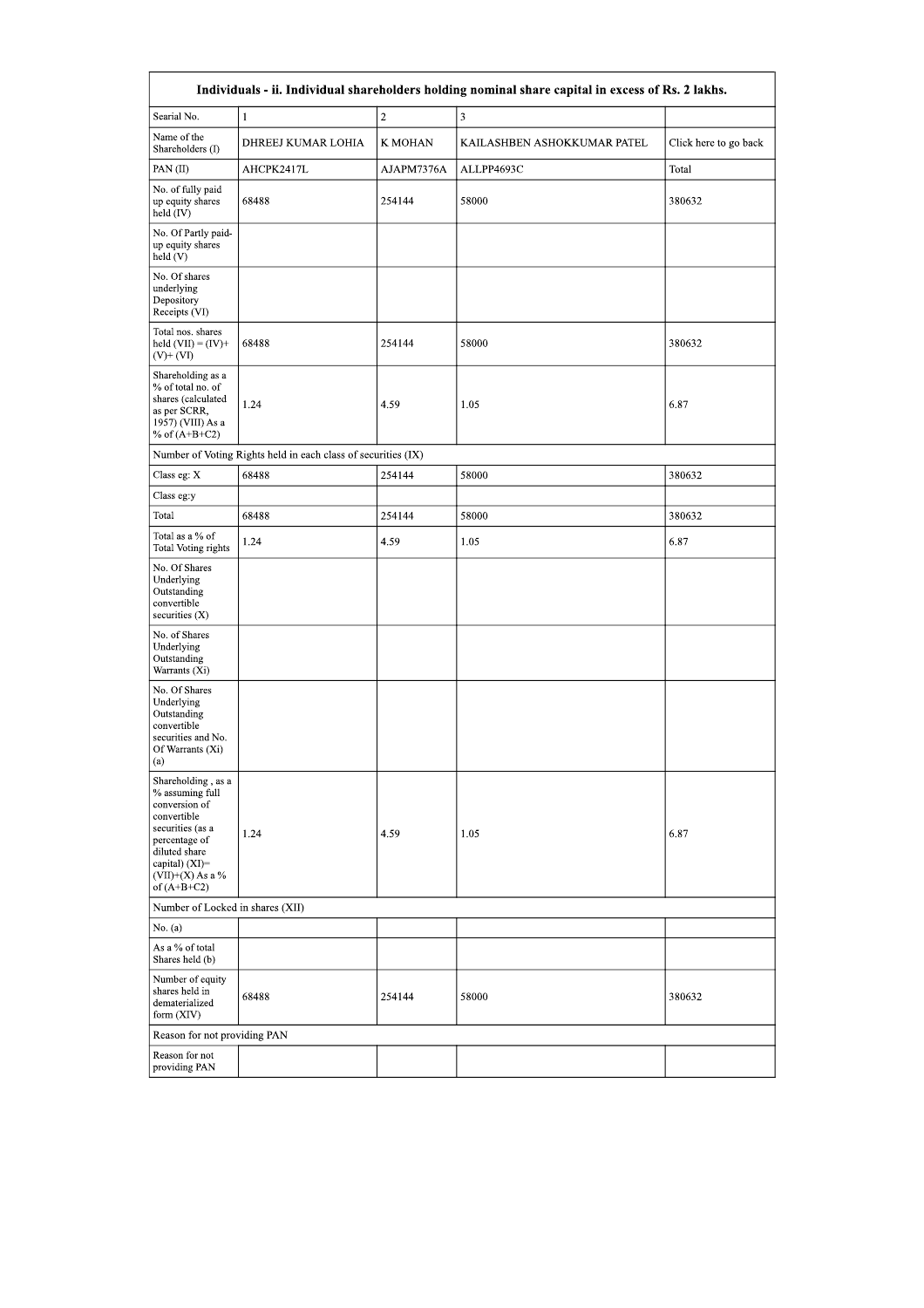| Individuals - ii. Individual shareholders holding nominal share capital in excess of Rs. 2 lakhs. | | | | |
|---|---|---|---|---|
| Searial No. | 1 | 2 | 3 | |
| Name of the Shareholders (I) | DHREEJ KUMAR LOHIA | K MOHAN | KAILASHBEN ASHOKKUMAR PATEL | Click here to go back |
| PAN (II) | AHCPK2417L | AJAPM7376A | ALLPP4693C | Total |
| No. of fully paid up equity shares held (IV) | 68488 | 254144 | 58000 | 380632 |
| No. Of Partly paid-up equity shares held (V) | | | | |
| No. Of shares underlying Depository Receipts (VI) | | | | |
| Total nos. shares held (VII) = (IV)+ (V)+ (VI) | 68488 | 254144 | 58000 | 380632 |
| Shareholding as a % of total no. of shares (calculated as per SCRR, 1957) (VIII) As a % of (A+B+C2) | 1.24 | 4.59 | 1.05 | 6.87 |
| Number of Voting Rights held in each class of securities (IX) | | | | |
| Class eg: X | 68488 | 254144 | 58000 | 380632 |
| Class eg:y | | | | |
| Total | 68488 | 254144 | 58000 | 380632 |
| Total as a % of Total Voting rights | 1.24 | 4.59 | 1.05 | 6.87 |
| No. Of Shares Underlying Outstanding convertible securities (X) | | | | |
| No. of Shares Underlying Outstanding Warrants (Xi) | | | | |
| No. Of Shares Underlying Outstanding convertible securities and No. Of Warrants (Xi) (a) | | | | |
| Shareholding , as a % assuming full conversion of convertible securities (as a percentage of diluted share capital) (XI)= (VII)+(X) As a % of (A+B+C2) | 1.24 | 4.59 | 1.05 | 6.87 |
| Number of Locked in shares (XII) | | | | |
| No. (a) | | | | |
| As a % of total Shares held (b) | | | | |
| Number of equity shares held in dematerialized form (XIV) | 68488 | 254144 | 58000 | 380632 |
| Reason for not providing PAN | | | | |
| Reason for not providing PAN | | | | |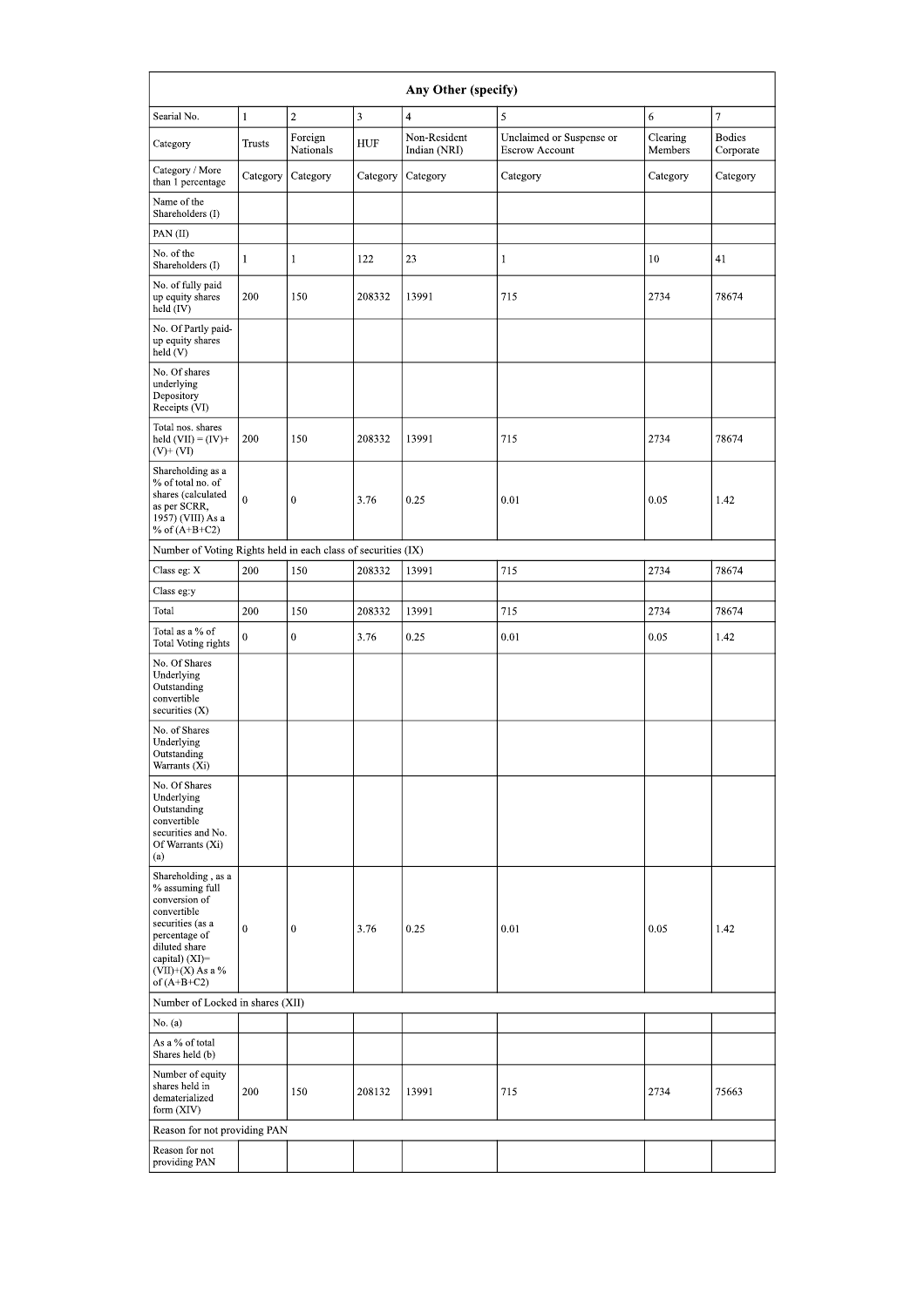| Any Other (specify) | | | | | | | |
|---|---|---|---|---|---|---|---|
| Searial No. | 1 | 2 | 3 | 4 | 5 | 6 | 7 |
| Category | Trusts | Foreign Nationals | HUF | Non-Resident Indian (NRI) | Unclaimed or Suspense or Escrow Account | Clearing Members | Bodies Corporate |
| Category / More than 1 percentage | Category | Category | Category | Category | Category | Category | Category |
| Name of the Shareholders (I) | | | | | | | |
| PAN (II) | | | | | | | |
| No. of the Shareholders (I) | 1 | 1 | 122 | 23 | 1 | 10 | 41 |
| No. of fully paid up equity shares held (IV) | 200 | 150 | 208332 | 13991 | 715 | 2734 | 78674 |
| No. Of Partly paid-up equity shares held (V) | | | | | | | |
| No. Of shares underlying Depository Receipts (VI) | | | | | | | |
| Total nos. shares held (VII) = (IV)+(V)+ (VI) | 200 | 150 | 208332 | 13991 | 715 | 2734 | 78674 |
| Shareholding as a % of total no. of shares (calculated as per SCRR, 1957) (VIII) As a % of (A+B+C2) | 0 | 0 | 3.76 | 0.25 | 0.01 | 0.05 | 1.42 |
| Number of Voting Rights held in each class of securities (IX) | | | | | | | |
| Class eg: X | 200 | 150 | 208332 | 13991 | 715 | 2734 | 78674 |
| Class eg:y | | | | | | | |
| Total | 200 | 150 | 208332 | 13991 | 715 | 2734 | 78674 |
| Total as a % of Total Voting rights | 0 | 0 | 3.76 | 0.25 | 0.01 | 0.05 | 1.42 |
| No. Of Shares Underlying Outstanding convertible securities (X) | | | | | | | |
| No. of Shares Underlying Outstanding Warrants (Xi) | | | | | | | |
| No. Of Shares Underlying Outstanding convertible securities and No. Of Warrants (Xi) (a) | | | | | | | |
| Shareholding , as a % assuming full conversion of convertible securities (as a percentage of diluted share capital) (XI)= (VII)+(X) As a % of (A+B+C2) | 0 | 0 | 3.76 | 0.25 | 0.01 | 0.05 | 1.42 |
| Number of Locked in shares (XII) | | | | | | | |
| No. (a) | | | | | | | |
| As a % of total Shares held (b) | | | | | | | |
| Number of equity shares held in dematerialized form (XIV) | 200 | 150 | 208132 | 13991 | 715 | 2734 | 75663 |
| Reason for not providing PAN | | | | | | | |
| Reason for not providing PAN | | | | | | | |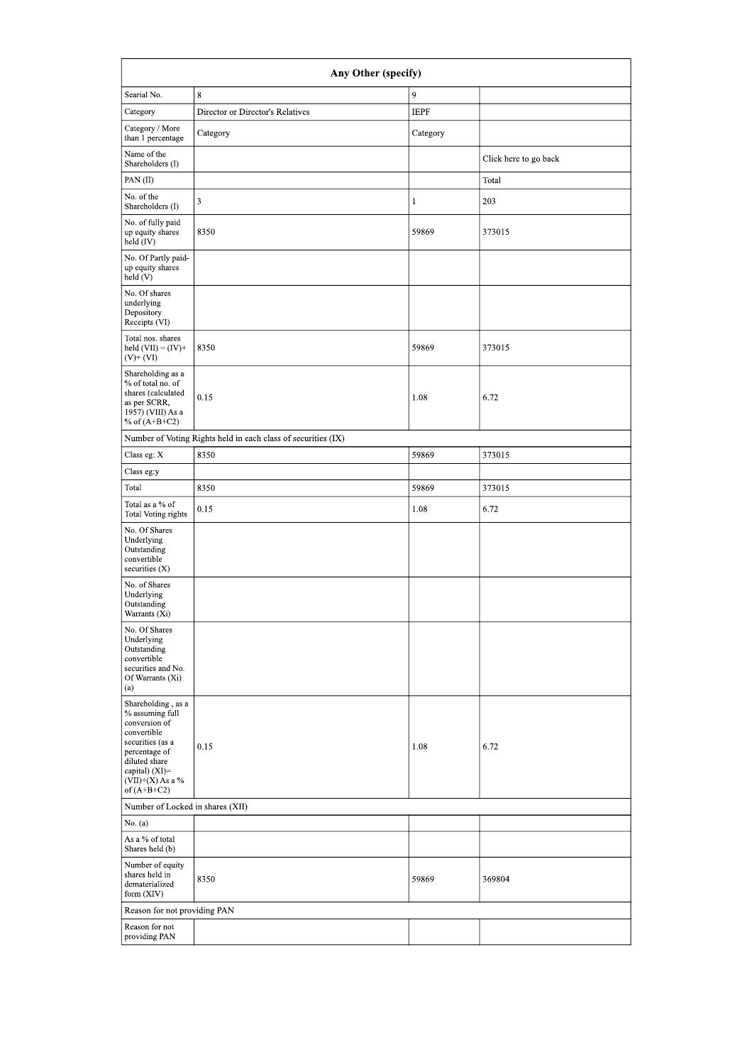| Any Other (specify) | | | |
|---|---|---|---|
| Searial No. | 8 | 9 | |
| Category | Director or Director's Relatives | IEPF | |
| Category / More than 1 percentage | Category | Category | |
| Name of the Shareholders (I) | | | Click here to go back |
| PAN (II) | | | Total |
| No. of the Shareholders (I) | 3 | 1 | 203 |
| No. of fully paid up equity shares held (IV) | 8350 | 59869 | 373015 |
| No. Of Partly paid-up equity shares held (V) | | | |
| No. Of shares underlying Depository Receipts (VI) | | | |
| Total nos. shares held (VII) = (IV)+ (V)+ (VI) | 8350 | 59869 | 373015 |
| Shareholding as a % of total no. of shares (calculated as per SCRR, 1957) (VIII) As a % of (A+B+C2) | 0.15 | 1.08 | 6.72 |
| Number of Voting Rights held in each class of securities (IX) | | | |
| Class eg: X | 8350 | 59869 | 373015 |
| Class eg:y | | | |
| Total | 8350 | 59869 | 373015 |
| Total as a % of Total Voting rights | 0.15 | 1.08 | 6.72 |
| No. Of Shares Underlying Outstanding convertible securities (X) | | | |
| No. of Shares Underlying Outstanding Warrants (Xi) | | | |
| No. Of Shares Underlying Outstanding convertible securities and No. Of Warrants (Xi) (a) | | | |
| Shareholding , as a % assuming full conversion of convertible securities (as a percentage of diluted share capital) (XI)= (VII)+(X) As a % of (A+B+C2) | 0.15 | 1.08 | 6.72 |
| Number of Locked in shares (XII) | | | |
| No. (a) | | | |
| As a % of total Shares held (b) | | | |
| Number of equity shares held in dematerialized form (XIV) | 8350 | 59869 | 369804 |
| Reason for not providing PAN | | | |
| Reason for not providing PAN | | | |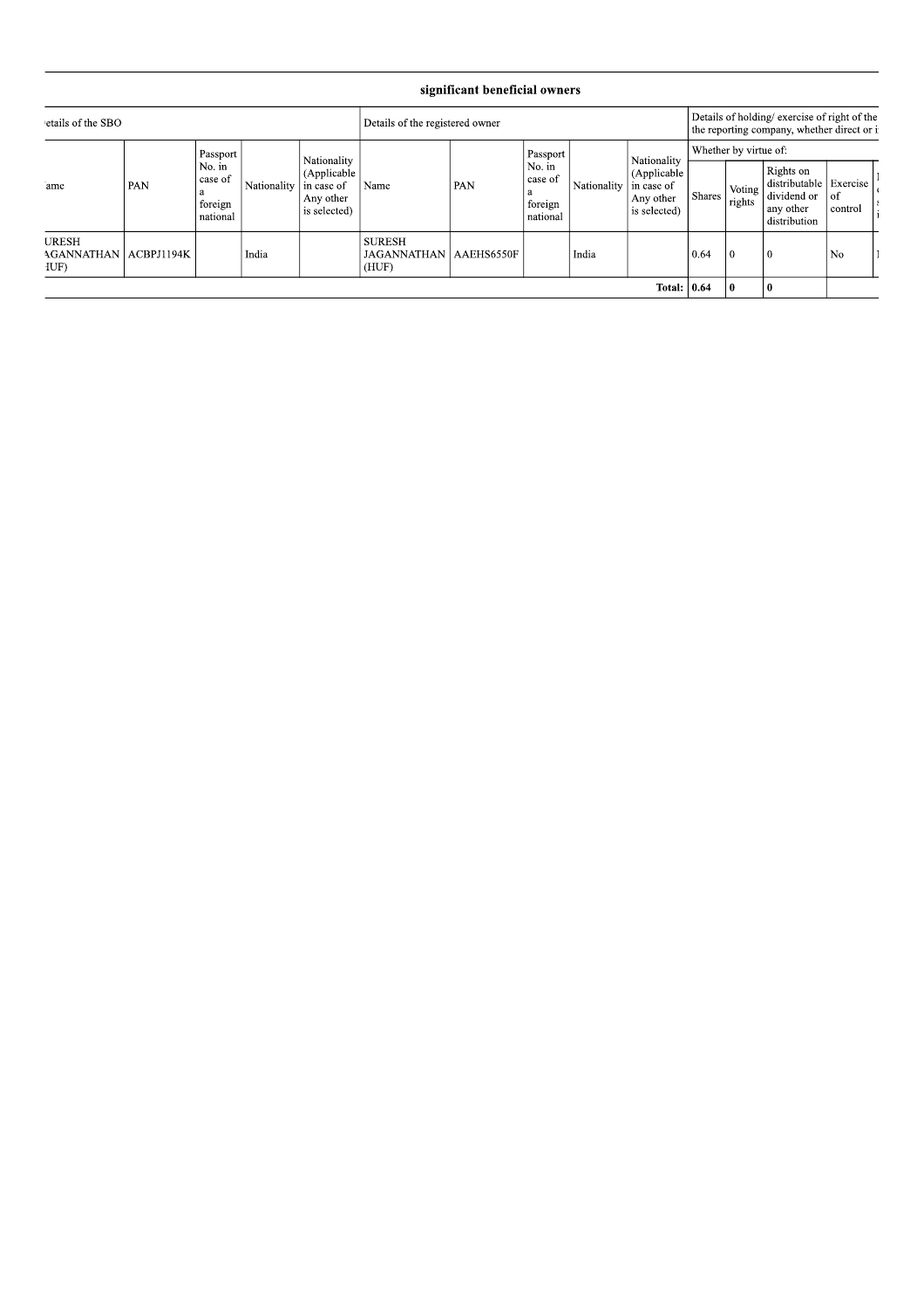## significant beneficial owners

| etails of the SBO | | | | | Details of the registered owner | | | | | Details of holding/ exercise of right of the the reporting company, whether direct or i | | | | |
|---|---|---|---|---|---|---|---|---|---|---|---|---|---|---|
| | | | | | | | | | | Whether by virtue of: | | | | |
| ame | PAN | Passport No. in case of a foreign national | Nationality | Nationality (Applicable in case of Any other is selected) | Name | PAN | Passport No. in case of a foreign national | Nationality | Nationality (Applicable in case of Any other is selected) | Shares | Voting rights | Rights on distributable dividend or any other distribution | Exercise of control | |
| URESH AGANNATHAN HUF) | ACBPJ1194K | | India | | SURESH JAGANNATHAN (HUF) | AAEHS6550F | | India | | 0.64 | 0 | 0 | No | |
| | | | | | | | | | **Total:** | **0.64** | **0** | **0** | | |